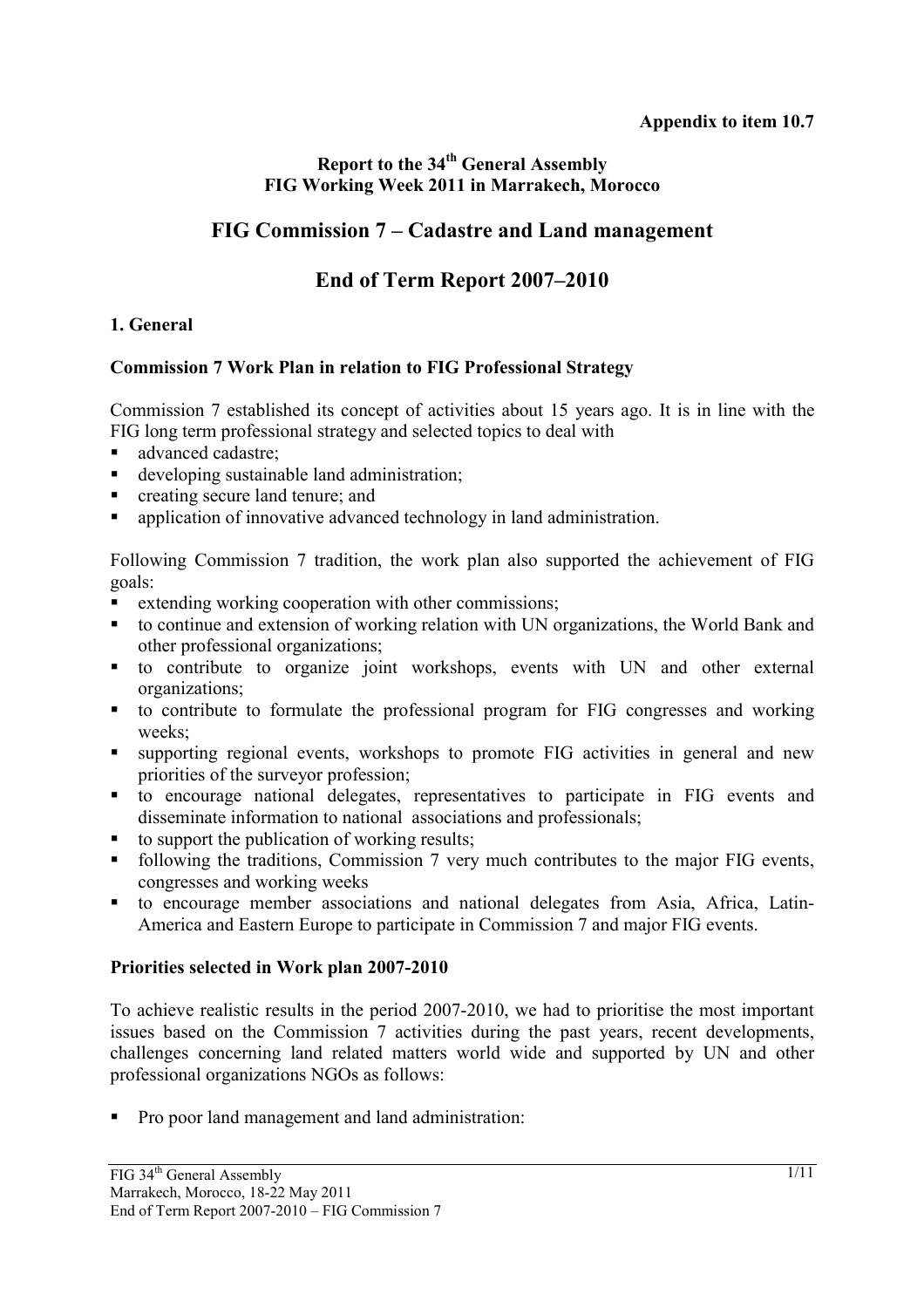**Appendix to item 10.7**

**Report to the 34th General Assembly**
**FIG Working Week 2011 in Marrakech, Morocco**

# FIG Commission 7 – Cadastre and Land management

# End of Term Report 2007–2010

## 1. General

### Commission 7 Work Plan in relation to FIG Professional Strategy

Commission 7 established its concept of activities about 15 years ago. It is in line with the FIG long term professional strategy and selected topics to deal with

- advanced cadastre;
- developing sustainable land administration;
- creating secure land tenure; and
- application of innovative advanced technology in land administration.

Following Commission 7 tradition, the work plan also supported the achievement of FIG goals:

- extending working cooperation with other commissions;
- to continue and extension of working relation with UN organizations, the World Bank and other professional organizations;
- to contribute to organize joint workshops, events with UN and other external organizations;
- to contribute to formulate the professional program for FIG congresses and working weeks;
- supporting regional events, workshops to promote FIG activities in general and new priorities of the surveyor profession;
- to encourage national delegates, representatives to participate in FIG events and disseminate information to national associations and professionals;
- to support the publication of working results;
- following the traditions, Commission 7 very much contributes to the major FIG events, congresses and working weeks
- to encourage member associations and national delegates from Asia, Africa, Latin-America and Eastern Europe to participate in Commission 7 and major FIG events.

### Priorities selected in Work plan 2007-2010

To achieve realistic results in the period 2007-2010, we had to prioritise the most important issues based on the Commission 7 activities during the past years, recent developments, challenges concerning land related matters world wide and supported by UN and other professional organizations NGOs as follows:

- Pro poor land management and land administration: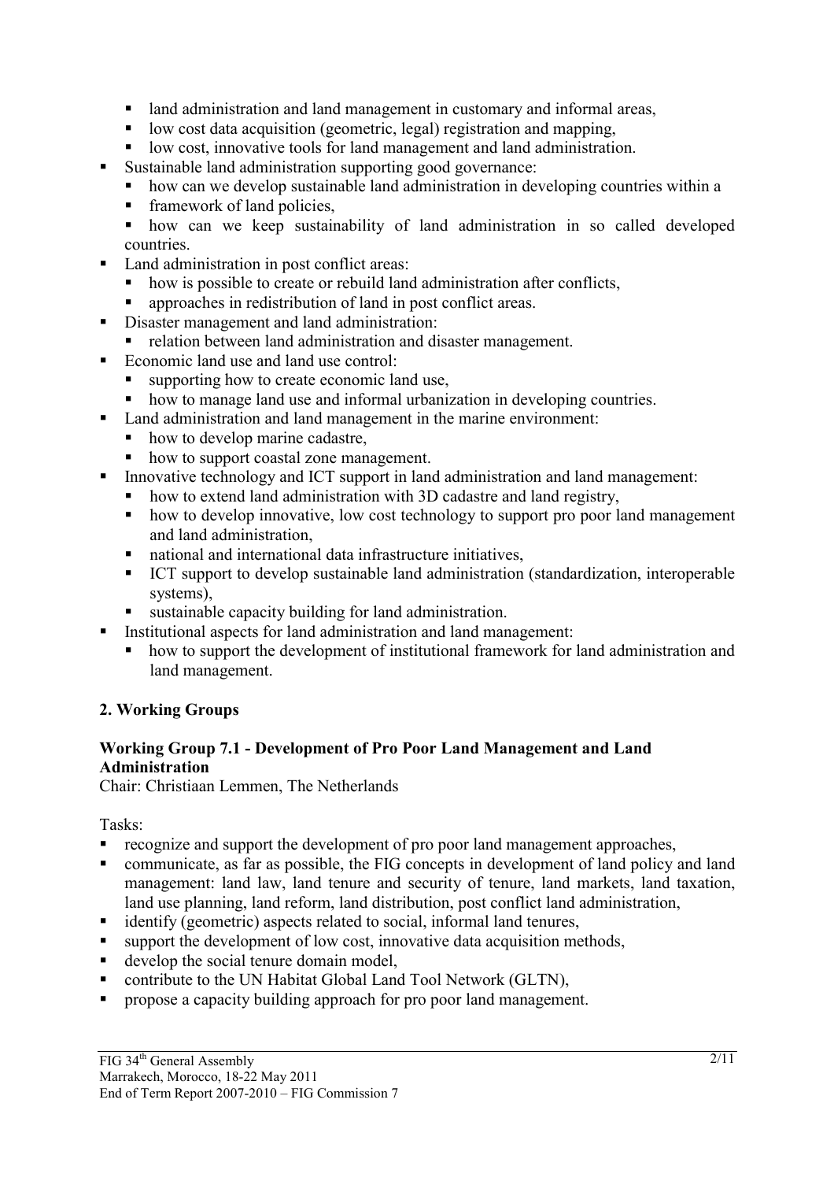- land administration and land management in customary and informal areas,
  - low cost data acquisition (geometric, legal) registration and mapping,
  - low cost, innovative tools for land management and land administration.
- Sustainable land administration supporting good governance:
  - how can we develop sustainable land administration in developing countries within a
  - framework of land policies,
  - how can we keep sustainability of land administration in so called developed countries.
- Land administration in post conflict areas:
  - how is possible to create or rebuild land administration after conflicts,
  - approaches in redistribution of land in post conflict areas.
- Disaster management and land administration:
  - relation between land administration and disaster management.
- Economic land use and land use control:
  - supporting how to create economic land use,
  - how to manage land use and informal urbanization in developing countries.
- Land administration and land management in the marine environment:
  - how to develop marine cadastre,
  - how to support coastal zone management.
- Innovative technology and ICT support in land administration and land management:
  - how to extend land administration with 3D cadastre and land registry,
  - how to develop innovative, low cost technology to support pro poor land management and land administration,
  - national and international data infrastructure initiatives,
  - ICT support to develop sustainable land administration (standardization, interoperable systems),
  - sustainable capacity building for land administration.
- Institutional aspects for land administration and land management:
  - how to support the development of institutional framework for land administration and land management.

## 2. Working Groups

### Working Group 7.1 - Development of Pro Poor Land Management and Land Administration

Chair: Christiaan Lemmen, The Netherlands

Tasks:

- recognize and support the development of pro poor land management approaches,
- communicate, as far as possible, the FIG concepts in development of land policy and land management: land law, land tenure and security of tenure, land markets, land taxation, land use planning, land reform, land distribution, post conflict land administration,
- identify (geometric) aspects related to social, informal land tenures,
- support the development of low cost, innovative data acquisition methods,
- develop the social tenure domain model,
- contribute to the UN Habitat Global Land Tool Network (GLTN),
- propose a capacity building approach for pro poor land management.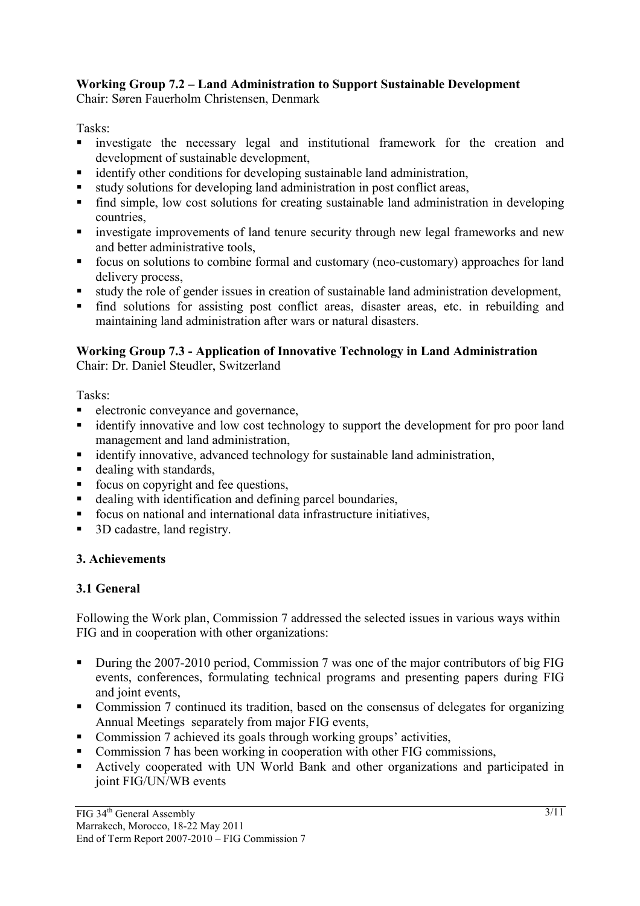**Working Group 7.2 – Land Administration to Support Sustainable Development**
Chair: Søren Fauerholm Christensen, Denmark

Tasks:

- investigate the necessary legal and institutional framework for the creation and development of sustainable development,
- identify other conditions for developing sustainable land administration,
- study solutions for developing land administration in post conflict areas,
- find simple, low cost solutions for creating sustainable land administration in developing countries,
- investigate improvements of land tenure security through new legal frameworks and new and better administrative tools,
- focus on solutions to combine formal and customary (neo-customary) approaches for land delivery process,
- study the role of gender issues in creation of sustainable land administration development,
- find solutions for assisting post conflict areas, disaster areas, etc. in rebuilding and maintaining land administration after wars or natural disasters.

**Working Group 7.3 - Application of Innovative Technology in Land Administration**
Chair: Dr. Daniel Steudler, Switzerland

Tasks:

- electronic conveyance and governance,
- identify innovative and low cost technology to support the development for pro poor land management and land administration,
- identify innovative, advanced technology for sustainable land administration,
- dealing with standards,
- focus on copyright and fee questions,
- dealing with identification and defining parcel boundaries,
- focus on national and international data infrastructure initiatives,
- 3D cadastre, land registry.

## 3. Achievements

### 3.1 General

Following the Work plan, Commission 7 addressed the selected issues in various ways within FIG and in cooperation with other organizations:

- During the 2007-2010 period, Commission 7 was one of the major contributors of big FIG events, conferences, formulating technical programs and presenting papers during FIG and joint events,
- Commission 7 continued its tradition, based on the consensus of delegates for organizing Annual Meetings separately from major FIG events,
- Commission 7 achieved its goals through working groups' activities,
- Commission 7 has been working in cooperation with other FIG commissions,
- Actively cooperated with UN World Bank and other organizations and participated in joint FIG/UN/WB events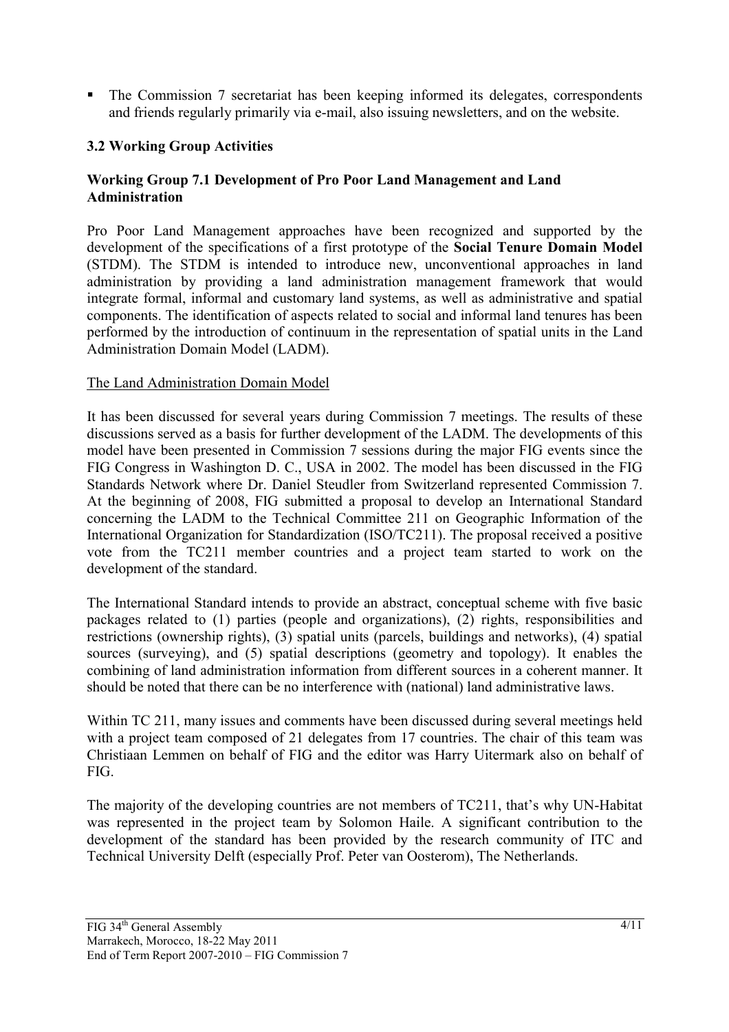- The Commission 7 secretariat has been keeping informed its delegates, correspondents and friends regularly primarily via e-mail, also issuing newsletters, and on the website.

### 3.2 Working Group Activities

#### Working Group 7.1 Development of Pro Poor Land Management and Land Administration

Pro Poor Land Management approaches have been recognized and supported by the development of the specifications of a first prototype of the **Social Tenure Domain Model** (STDM). The STDM is intended to introduce new, unconventional approaches in land administration by providing a land administration management framework that would integrate formal, informal and customary land systems, as well as administrative and spatial components. The identification of aspects related to social and informal land tenures has been performed by the introduction of continuum in the representation of spatial units in the Land Administration Domain Model (LADM).

<u>The Land Administration Domain Model</u>

It has been discussed for several years during Commission 7 meetings. The results of these discussions served as a basis for further development of the LADM. The developments of this model have been presented in Commission 7 sessions during the major FIG events since the FIG Congress in Washington D. C., USA in 2002. The model has been discussed in the FIG Standards Network where Dr. Daniel Steudler from Switzerland represented Commission 7. At the beginning of 2008, FIG submitted a proposal to develop an International Standard concerning the LADM to the Technical Committee 211 on Geographic Information of the International Organization for Standardization (ISO/TC211). The proposal received a positive vote from the TC211 member countries and a project team started to work on the development of the standard.

The International Standard intends to provide an abstract, conceptual scheme with five basic packages related to (1) parties (people and organizations), (2) rights, responsibilities and restrictions (ownership rights), (3) spatial units (parcels, buildings and networks), (4) spatial sources (surveying), and (5) spatial descriptions (geometry and topology). It enables the combining of land administration information from different sources in a coherent manner. It should be noted that there can be no interference with (national) land administrative laws.

Within TC 211, many issues and comments have been discussed during several meetings held with a project team composed of 21 delegates from 17 countries. The chair of this team was Christiaan Lemmen on behalf of FIG and the editor was Harry Uitermark also on behalf of FIG.

The majority of the developing countries are not members of TC211, that's why UN-Habitat was represented in the project team by Solomon Haile. A significant contribution to the development of the standard has been provided by the research community of ITC and Technical University Delft (especially Prof. Peter van Oosterom), The Netherlands.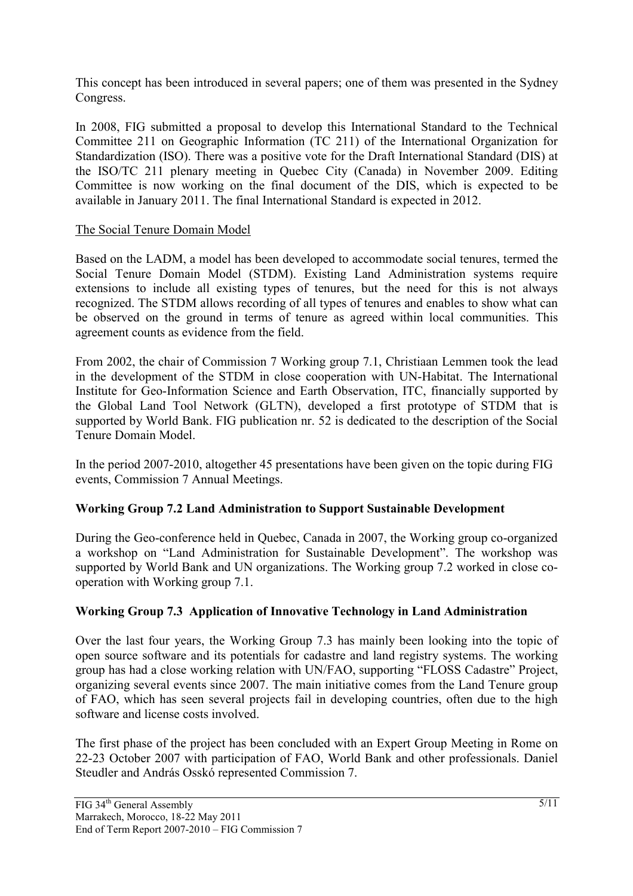This concept has been introduced in several papers; one of them was presented in the Sydney Congress.

In 2008, FIG submitted a proposal to develop this International Standard to the Technical Committee 211 on Geographic Information (TC 211) of the International Organization for Standardization (ISO). There was a positive vote for the Draft International Standard (DIS) at the ISO/TC 211 plenary meeting in Quebec City (Canada) in November 2009. Editing Committee is now working on the final document of the DIS, which is expected to be available in January 2011. The final International Standard is expected in 2012.

The Social Tenure Domain Model

Based on the LADM, a model has been developed to accommodate social tenures, termed the Social Tenure Domain Model (STDM). Existing Land Administration systems require extensions to include all existing types of tenures, but the need for this is not always recognized. The STDM allows recording of all types of tenures and enables to show what can be observed on the ground in terms of tenure as agreed within local communities. This agreement counts as evidence from the field.

From 2002, the chair of Commission 7 Working group 7.1, Christiaan Lemmen took the lead in the development of the STDM in close cooperation with UN-Habitat. The International Institute for Geo-Information Science and Earth Observation, ITC, financially supported by the Global Land Tool Network (GLTN), developed a first prototype of STDM that is supported by World Bank. FIG publication nr. 52 is dedicated to the description of the Social Tenure Domain Model.

In the period 2007-2010, altogether 45 presentations have been given on the topic during FIG events, Commission 7 Annual Meetings.

### Working Group 7.2 Land Administration to Support Sustainable Development

During the Geo-conference held in Quebec, Canada in 2007, the Working group co-organized a workshop on "Land Administration for Sustainable Development". The workshop was supported by World Bank and UN organizations. The Working group 7.2 worked in close co-operation with Working group 7.1.

### Working Group 7.3 Application of Innovative Technology in Land Administration

Over the last four years, the Working Group 7.3 has mainly been looking into the topic of open source software and its potentials for cadastre and land registry systems. The working group has had a close working relation with UN/FAO, supporting "FLOSS Cadastre" Project, organizing several events since 2007. The main initiative comes from the Land Tenure group of FAO, which has seen several projects fail in developing countries, often due to the high software and license costs involved.

The first phase of the project has been concluded with an Expert Group Meeting in Rome on 22-23 October 2007 with participation of FAO, World Bank and other professionals. Daniel Steudler and András Osskó represented Commission 7.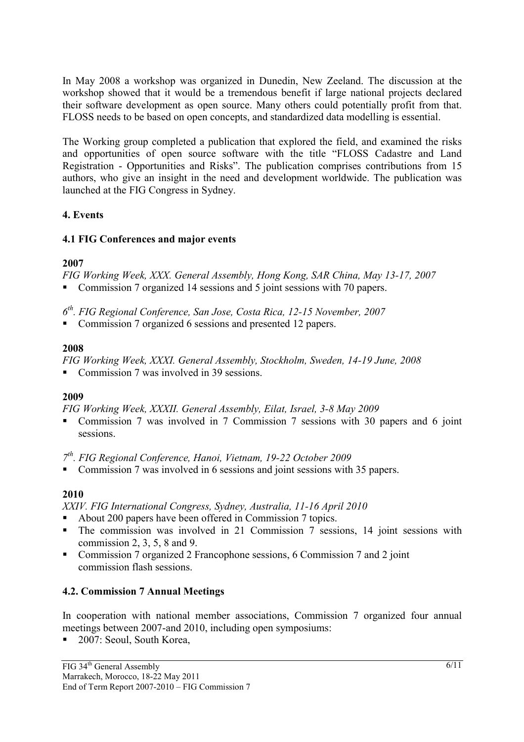In May 2008 a workshop was organized in Dunedin, New Zeeland. The discussion at the workshop showed that it would be a tremendous benefit if large national projects declared their software development as open source. Many others could potentially profit from that. FLOSS needs to be based on open concepts, and standardized data modelling is essential.

The Working group completed a publication that explored the field, and examined the risks and opportunities of open source software with the title "FLOSS Cadastre and Land Registration - Opportunities and Risks". The publication comprises contributions from 15 authors, who give an insight in the need and development worldwide. The publication was launched at the FIG Congress in Sydney.

## 4. Events

### 4.1 FIG Conferences and major events

**2007**

*FIG Working Week, XXX. General Assembly, Hong Kong, SAR China, May 13-17, 2007*

- Commission 7 organized 14 sessions and 5 joint sessions with 70 papers.

*6th. FIG Regional Conference, San Jose, Costa Rica, 12-15 November, 2007*

- Commission 7 organized 6 sessions and presented 12 papers.

**2008**

*FIG Working Week, XXXI. General Assembly, Stockholm, Sweden, 14-19 June, 2008*

- Commission 7 was involved in 39 sessions.

**2009**

*FIG Working Week, XXXII. General Assembly, Eilat, Israel, 3-8 May 2009*

- Commission 7 was involved in 7 Commission 7 sessions with 30 papers and 6 joint sessions.

*7th. FIG Regional Conference, Hanoi, Vietnam, 19-22 October 2009*

- Commission 7 was involved in 6 sessions and joint sessions with 35 papers.

**2010**

*XXIV. FIG International Congress, Sydney, Australia, 11-16 April 2010*

- About 200 papers have been offered in Commission 7 topics.
- The commission was involved in 21 Commission 7 sessions, 14 joint sessions with commission 2, 3, 5, 8 and 9.
- Commission 7 organized 2 Francophone sessions, 6 Commission 7 and 2 joint commission flash sessions.

### 4.2. Commission 7 Annual Meetings

In cooperation with national member associations, Commission 7 organized four annual meetings between 2007-and 2010, including open symposiums:

- 2007: Seoul, South Korea,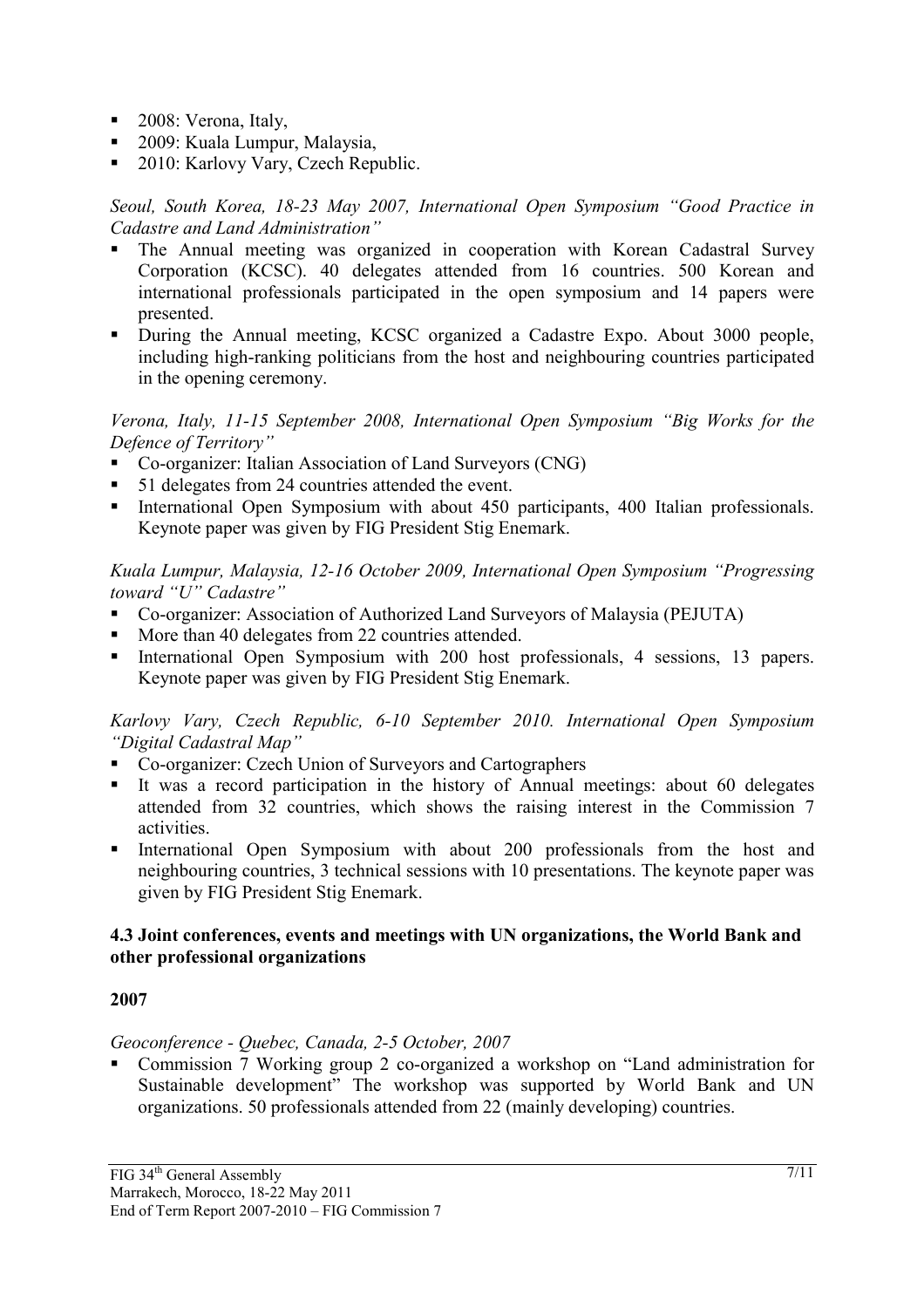- 2008: Verona, Italy,
- 2009: Kuala Lumpur, Malaysia,
- 2010: Karlovy Vary, Czech Republic.

*Seoul, South Korea, 18-23 May 2007, International Open Symposium "Good Practice in Cadastre and Land Administration"*

- The Annual meeting was organized in cooperation with Korean Cadastral Survey Corporation (KCSC). 40 delegates attended from 16 countries. 500 Korean and international professionals participated in the open symposium and 14 papers were presented.
- During the Annual meeting, KCSC organized a Cadastre Expo. About 3000 people, including high-ranking politicians from the host and neighbouring countries participated in the opening ceremony.

*Verona, Italy, 11-15 September 2008, International Open Symposium "Big Works for the Defence of Territory"*

- Co-organizer: Italian Association of Land Surveyors (CNG)
- 51 delegates from 24 countries attended the event.
- International Open Symposium with about 450 participants, 400 Italian professionals. Keynote paper was given by FIG President Stig Enemark.

*Kuala Lumpur, Malaysia, 12-16 October 2009, International Open Symposium "Progressing toward "U" Cadastre"*

- Co-organizer: Association of Authorized Land Surveyors of Malaysia (PEJUTA)
- More than 40 delegates from 22 countries attended.
- International Open Symposium with 200 host professionals, 4 sessions, 13 papers. Keynote paper was given by FIG President Stig Enemark.

*Karlovy Vary, Czech Republic, 6-10 September 2010. International Open Symposium "Digital Cadastral Map"*

- Co-organizer: Czech Union of Surveyors and Cartographers
- It was a record participation in the history of Annual meetings: about 60 delegates attended from 32 countries, which shows the raising interest in the Commission 7 activities.
- International Open Symposium with about 200 professionals from the host and neighbouring countries, 3 technical sessions with 10 presentations. The keynote paper was given by FIG President Stig Enemark.

### 4.3 Joint conferences, events and meetings with UN organizations, the World Bank and other professional organizations

**2007**

*Geoconference - Quebec, Canada, 2-5 October, 2007*

- Commission 7 Working group 2 co-organized a workshop on "Land administration for Sustainable development" The workshop was supported by World Bank and UN organizations. 50 professionals attended from 22 (mainly developing) countries.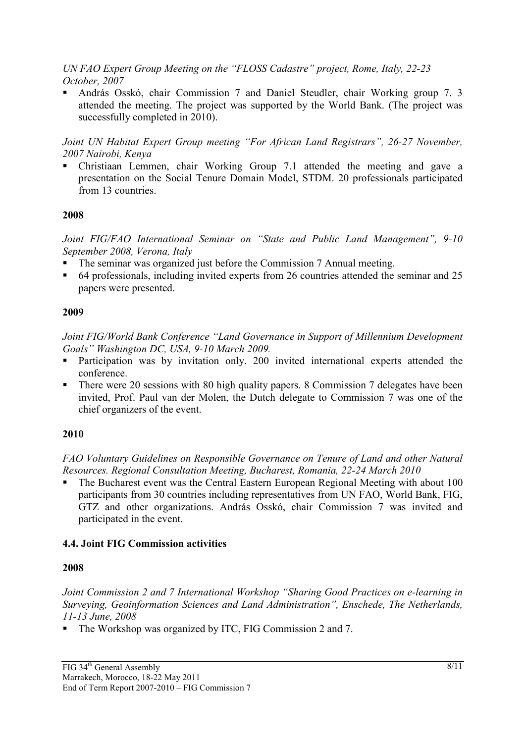*UN FAO Expert Group Meeting on the "FLOSS Cadastre" project, Rome, Italy, 22-23 October, 2007*

- András Osskó, chair Commission 7 and Daniel Steudler, chair Working group 7. 3 attended the meeting. The project was supported by the World Bank. (The project was successfully completed in 2010).

*Joint UN Habitat Expert Group meeting "For African Land Registrars", 26-27 November, 2007 Nairobi, Kenya*

- Christiaan Lemmen, chair Working Group 7.1 attended the meeting and gave a presentation on the Social Tenure Domain Model, STDM. 20 professionals participated from 13 countries.

**2008**

*Joint FIG/FAO International Seminar on "State and Public Land Management", 9-10 September 2008, Verona, Italy*

- The seminar was organized just before the Commission 7 Annual meeting.
- 64 professionals, including invited experts from 26 countries attended the seminar and 25 papers were presented.

**2009**

*Joint FIG/World Bank Conference "Land Governance in Support of Millennium Development Goals" Washington DC, USA, 9-10 March 2009.*

- Participation was by invitation only. 200 invited international experts attended the conference.
- There were 20 sessions with 80 high quality papers. 8 Commission 7 delegates have been invited, Prof. Paul van der Molen, the Dutch delegate to Commission 7 was one of the chief organizers of the event.

**2010**

*FAO Voluntary Guidelines on Responsible Governance on Tenure of Land and other Natural Resources. Regional Consultation Meeting, Bucharest, Romania, 22-24 March 2010*

- The Bucharest event was the Central Eastern European Regional Meeting with about 100 participants from 30 countries including representatives from UN FAO, World Bank, FIG, GTZ and other organizations. András Osskó, chair Commission 7 was invited and participated in the event.

### 4.4. Joint FIG Commission activities

**2008**

*Joint Commission 2 and 7 International Workshop "Sharing Good Practices on e-learning in Surveying, Geoinformation Sciences and Land Administration", Enschede, The Netherlands, 11-13 June, 2008*

- The Workshop was organized by ITC, FIG Commission 2 and 7.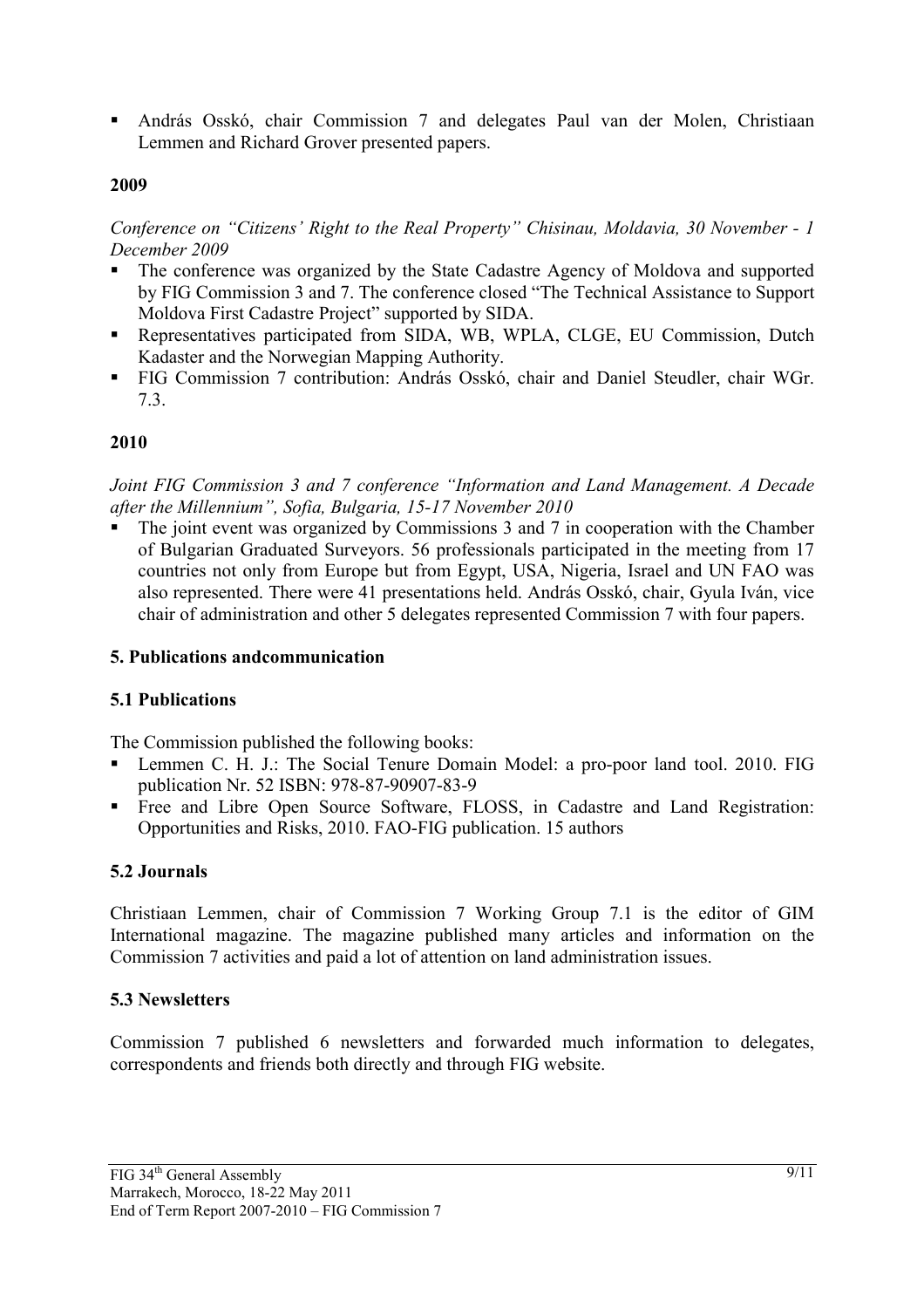- András Osskó, chair Commission 7 and delegates Paul van der Molen, Christiaan Lemmen and Richard Grover presented papers.

**2009**

*Conference on "Citizens' Right to the Real Property" Chisinau, Moldavia, 30 November - 1 December 2009*

- The conference was organized by the State Cadastre Agency of Moldova and supported by FIG Commission 3 and 7. The conference closed "The Technical Assistance to Support Moldova First Cadastre Project" supported by SIDA.
- Representatives participated from SIDA, WB, WPLA, CLGE, EU Commission, Dutch Kadaster and the Norwegian Mapping Authority.
- FIG Commission 7 contribution: András Osskó, chair and Daniel Steudler, chair WGr. 7.3.

**2010**

*Joint FIG Commission 3 and 7 conference "Information and Land Management. A Decade after the Millennium", Sofia, Bulgaria, 15-17 November 2010*

- The joint event was organized by Commissions 3 and 7 in cooperation with the Chamber of Bulgarian Graduated Surveyors. 56 professionals participated in the meeting from 17 countries not only from Europe but from Egypt, USA, Nigeria, Israel and UN FAO was also represented. There were 41 presentations held. András Osskó, chair, Gyula Iván, vice chair of administration and other 5 delegates represented Commission 7 with four papers.

## 5. Publications andcommunication

### 5.1 Publications

The Commission published the following books:

- Lemmen C. H. J.: The Social Tenure Domain Model: a pro-poor land tool. 2010. FIG publication Nr. 52 ISBN: 978-87-90907-83-9
- Free and Libre Open Source Software, FLOSS, in Cadastre and Land Registration: Opportunities and Risks, 2010. FAO-FIG publication. 15 authors

### 5.2 Journals

Christiaan Lemmen, chair of Commission 7 Working Group 7.1 is the editor of GIM International magazine. The magazine published many articles and information on the Commission 7 activities and paid a lot of attention on land administration issues.

### 5.3 Newsletters

Commission 7 published 6 newsletters and forwarded much information to delegates, correspondents and friends both directly and through FIG website.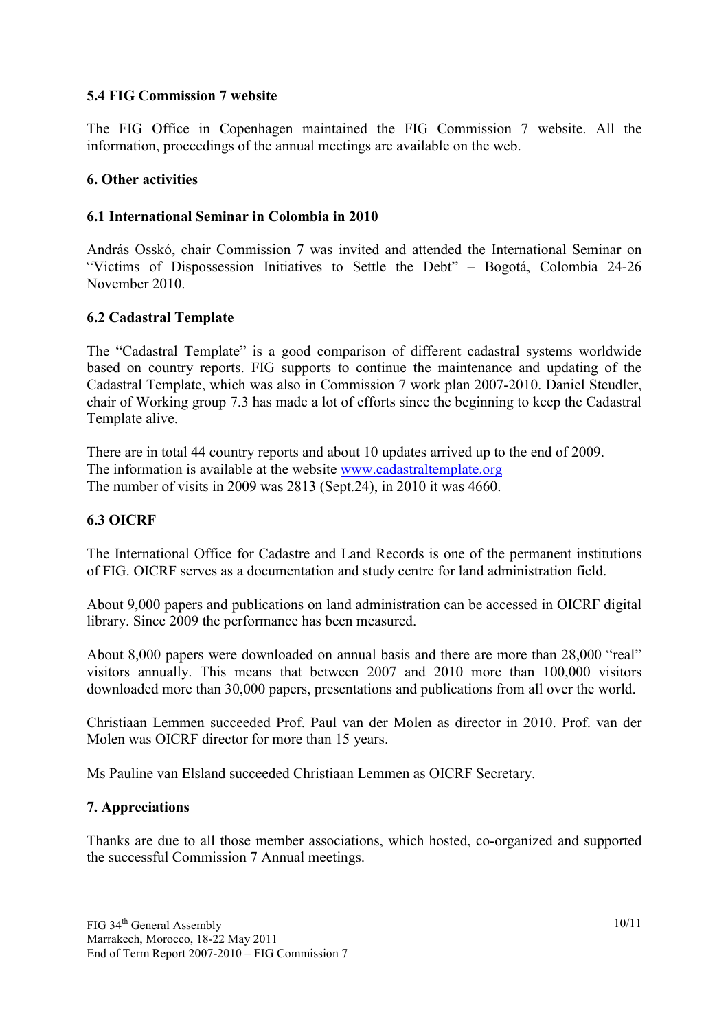### 5.4 FIG Commission 7 website

The FIG Office in Copenhagen maintained the FIG Commission 7 website. All the information, proceedings of the annual meetings are available on the web.

## 6. Other activities

### 6.1 International Seminar in Colombia in 2010

András Osskó, chair Commission 7 was invited and attended the International Seminar on "Victims of Dispossession Initiatives to Settle the Debt" – Bogotá, Colombia 24-26 November 2010.

### 6.2 Cadastral Template

The "Cadastral Template" is a good comparison of different cadastral systems worldwide based on country reports. FIG supports to continue the maintenance and updating of the Cadastral Template, which was also in Commission 7 work plan 2007-2010. Daniel Steudler, chair of Working group 7.3 has made a lot of efforts since the beginning to keep the Cadastral Template alive.

There are in total 44 country reports and about 10 updates arrived up to the end of 2009.
The information is available at the website www.cadastraltemplate.org
The number of visits in 2009 was 2813 (Sept.24), in 2010 it was 4660.

### 6.3 OICRF

The International Office for Cadastre and Land Records is one of the permanent institutions of FIG. OICRF serves as a documentation and study centre for land administration field.

About 9,000 papers and publications on land administration can be accessed in OICRF digital library. Since 2009 the performance has been measured.

About 8,000 papers were downloaded on annual basis and there are more than 28,000 "real" visitors annually. This means that between 2007 and 2010 more than 100,000 visitors downloaded more than 30,000 papers, presentations and publications from all over the world.

Christiaan Lemmen succeeded Prof. Paul van der Molen as director in 2010. Prof. van der Molen was OICRF director for more than 15 years.

Ms Pauline van Elsland succeeded Christiaan Lemmen as OICRF Secretary.

## 7. Appreciations

Thanks are due to all those member associations, which hosted, co-organized and supported the successful Commission 7 Annual meetings.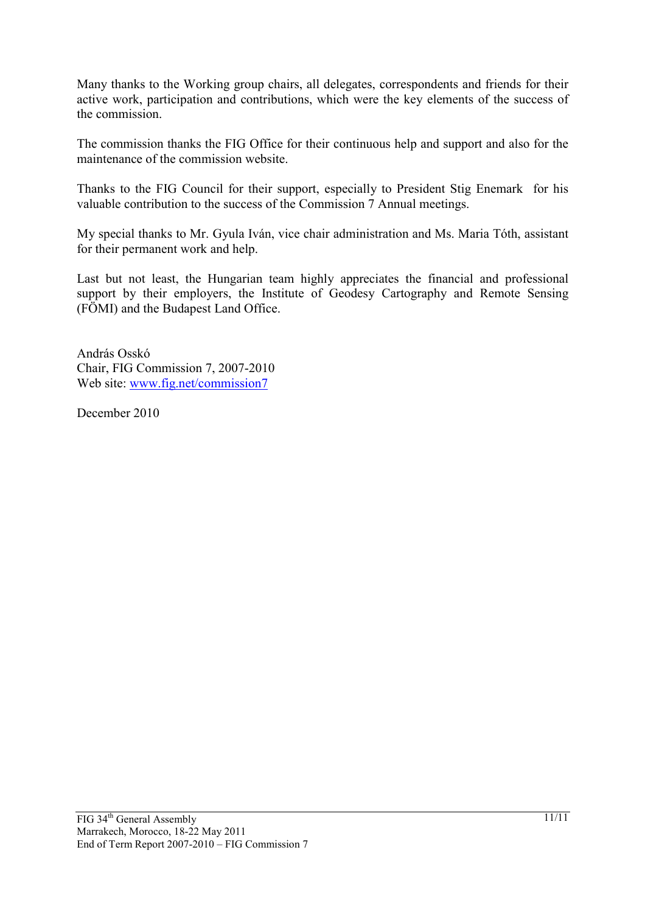Many thanks to the Working group chairs, all delegates, correspondents and friends for their active work, participation and contributions, which were the key elements of the success of the commission.

The commission thanks the FIG Office for their continuous help and support and also for the maintenance of the commission website.

Thanks to the FIG Council for their support, especially to President Stig Enemark for his valuable contribution to the success of the Commission 7 Annual meetings.

My special thanks to Mr. Gyula Iván, vice chair administration and Ms. Maria Tóth, assistant for their permanent work and help.

Last but not least, the Hungarian team highly appreciates the financial and professional support by their employers, the Institute of Geodesy Cartography and Remote Sensing (FÖMI) and the Budapest Land Office.

András Osskó  
Chair, FIG Commission 7, 2007-2010  
Web site: [www.fig.net/commission7](www.fig.net/commission7)

December 2010